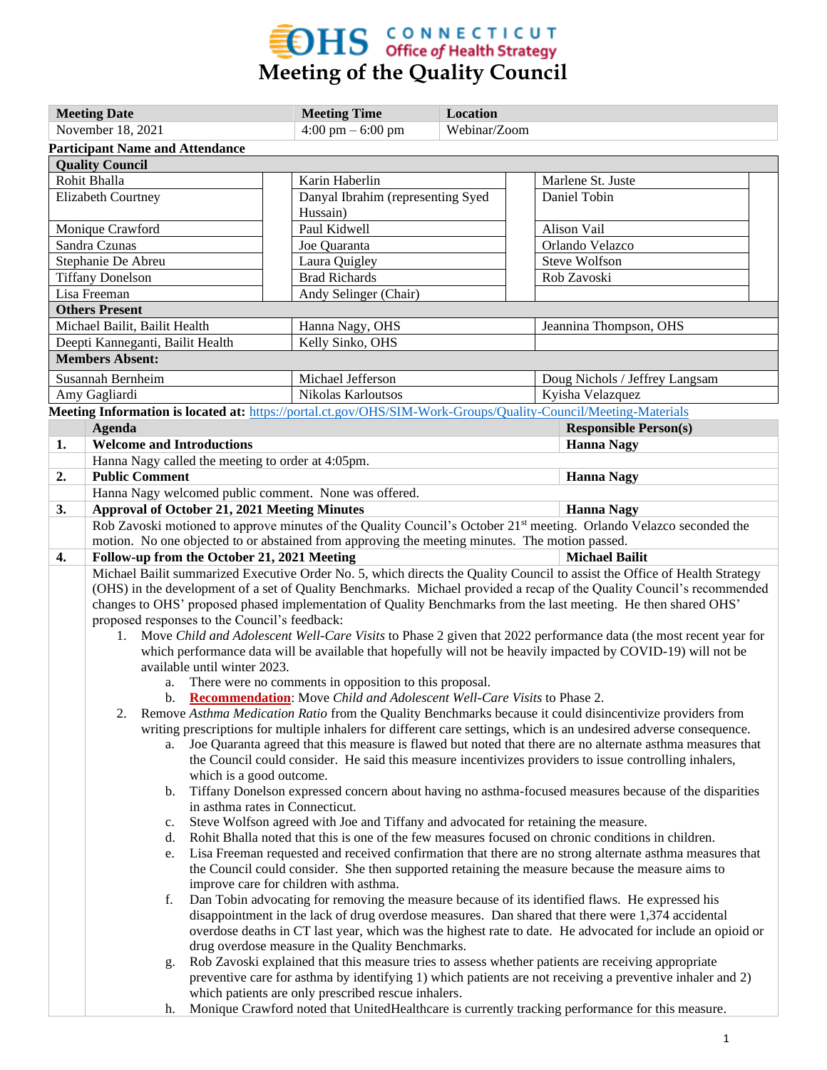# Meeting of the Quality Council

CONNECTICUT Office of Health Strategy

| Meeting Date | Meeting Time | Location |
|---|---|---|
| November 18, 2021 | 4:00 pm – 6:00 pm | Webinar/Zoom |

**Participant Name and Attendance**

| Quality Council | | | | | |
|---|---|---|---|---|---|
| Rohit Bhalla | | Karin Haberlin | | Marlene St. Juste | |
| Elizabeth Courtney | | Danyal Ibrahim (representing Syed Hussain) | | Daniel Tobin | |
| Monique Crawford | | Paul Kidwell | | Alison Vail | |
| Sandra Czunas | | Joe Quaranta | | Orlando Velazco | |
| Stephanie De Abreu | | Laura Quigley | | Steve Wolfson | |
| Tiffany Donelson | | Brad Richards | | Rob Zavoski | |
| Lisa Freeman | | Andy Selinger (Chair) | | | |
| **Others Present** | | | | | |
| Michael Bailit, Bailit Health | | Hanna Nagy, OHS | | Jeannina Thompson, OHS | |
| Deepti Kanneganti, Bailit Health | | Kelly Sinko, OHS | | | |
| **Members Absent:** | | | | | |
| Susannah Bernheim | | Michael Jefferson | | Doug Nichols / Jeffrey Langsam | |
| Amy Gagliardi | | Nikolas Karloutsos | | Kyisha Velazquez | |

**Meeting Information is located at:** https://portal.ct.gov/OHS/SIM-Work-Groups/Quality-Council/Meeting-Materials

| | Agenda | Responsible Person(s) |
|---|---|---|
| **1.** | **Welcome and Introductions** | **Hanna Nagy** |
| | Hanna Nagy called the meeting to order at 4:05pm. | |
| **2.** | **Public Comment** | **Hanna Nagy** |
| | Hanna Nagy welcomed public comment. None was offered. | |
| **3.** | **Approval of October 21, 2021 Meeting Minutes** | **Hanna Nagy** |
| | Rob Zavoski motioned to approve minutes of the Quality Council's October 21st meeting. Orlando Velazco seconded the motion. No one objected to or abstained from approving the meeting minutes. The motion passed. | |
| **4.** | **Follow-up from the October 21, 2021 Meeting** | **Michael Bailit** |

Michael Bailit summarized Executive Order No. 5, which directs the Quality Council to assist the Office of Health Strategy (OHS) in the development of a set of Quality Benchmarks. Michael provided a recap of the Quality Council's recommended changes to OHS' proposed phased implementation of Quality Benchmarks from the last meeting. He then shared OHS' proposed responses to the Council's feedback:

1. Move *Child and Adolescent Well-Care Visits* to Phase 2 given that 2022 performance data (the most recent year for which performance data will be available that hopefully will not be heavily impacted by COVID-19) will not be available until winter 2023.
   a. There were no comments in opposition to this proposal.
   b. **Recommendation**: Move *Child and Adolescent Well-Care Visits* to Phase 2.
2. Remove *Asthma Medication Ratio* from the Quality Benchmarks because it could disincentivize providers from writing prescriptions for multiple inhalers for different care settings, which is an undesired adverse consequence.
   a. Joe Quaranta agreed that this measure is flawed but noted that there are no alternate asthma measures that the Council could consider. He said this measure incentivizes providers to issue controlling inhalers, which is a good outcome.
   b. Tiffany Donelson expressed concern about having no asthma-focused measures because of the disparities in asthma rates in Connecticut.
   c. Steve Wolfson agreed with Joe and Tiffany and advocated for retaining the measure.
   d. Rohit Bhalla noted that this is one of the few measures focused on chronic conditions in children.
   e. Lisa Freeman requested and received confirmation that there are no strong alternate asthma measures that the Council could consider. She then supported retaining the measure because the measure aims to improve care for children with asthma.
   f. Dan Tobin advocating for removing the measure because of its identified flaws. He expressed his disappointment in the lack of drug overdose measures. Dan shared that there were 1,374 accidental overdose deaths in CT last year, which was the highest rate to date. He advocated for include an opioid or drug overdose measure in the Quality Benchmarks.
   g. Rob Zavoski explained that this measure tries to assess whether patients are receiving appropriate preventive care for asthma by identifying 1) which patients are not receiving a preventive inhaler and 2) which patients are only prescribed rescue inhalers.
   h. Monique Crawford noted that UnitedHealthcare is currently tracking performance for this measure.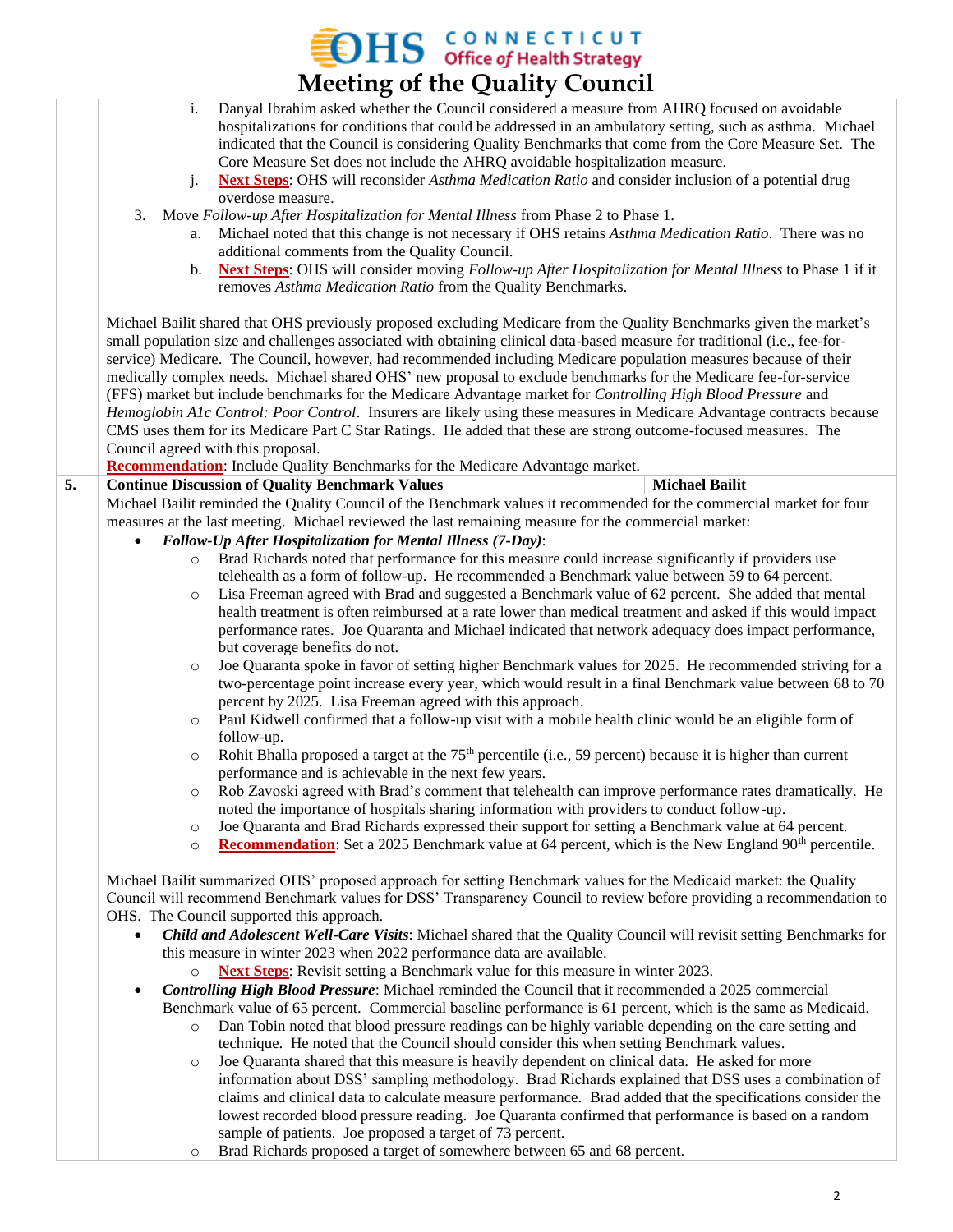# Meeting of the Quality Council

i. Danyal Ibrahim asked whether the Council considered a measure from AHRQ focused on avoidable hospitalizations for conditions that could be addressed in an ambulatory setting, such as asthma. Michael indicated that the Council is considering Quality Benchmarks that come from the Core Measure Set. The Core Measure Set does not include the AHRQ avoidable hospitalization measure.

j. **Next Steps**: OHS will reconsider *Asthma Medication Ratio* and consider inclusion of a potential drug overdose measure.

3. Move *Follow-up After Hospitalization for Mental Illness* from Phase 2 to Phase 1.
   a. Michael noted that this change is not necessary if OHS retains *Asthma Medication Ratio*. There was no additional comments from the Quality Council.
   b. **Next Steps**: OHS will consider moving *Follow-up After Hospitalization for Mental Illness* to Phase 1 if it removes *Asthma Medication Ratio* from the Quality Benchmarks.

Michael Bailit shared that OHS previously proposed excluding Medicare from the Quality Benchmarks given the market's small population size and challenges associated with obtaining clinical data-based measure for traditional (i.e., fee-for-service) Medicare. The Council, however, had recommended including Medicare population measures because of their medically complex needs. Michael shared OHS' new proposal to exclude benchmarks for the Medicare fee-for-service (FFS) market but include benchmarks for the Medicare Advantage market for *Controlling High Blood Pressure* and *Hemoglobin A1c Control: Poor Control*. Insurers are likely using these measures in Medicare Advantage contracts because CMS uses them for its Medicare Part C Star Ratings. He added that these are strong outcome-focused measures. The Council agreed with this proposal.

**Recommendation**: Include Quality Benchmarks for the Medicare Advantage market.

## 5. Continue Discussion of Quality Benchmark Values — Michael Bailit

Michael Bailit reminded the Quality Council of the Benchmark values it recommended for the commercial market for four measures at the last meeting. Michael reviewed the last remaining measure for the commercial market:

- ***Follow-Up After Hospitalization for Mental Illness (7-Day)***:
  - Brad Richards noted that performance for this measure could increase significantly if providers use telehealth as a form of follow-up. He recommended a Benchmark value between 59 to 64 percent.
  - Lisa Freeman agreed with Brad and suggested a Benchmark value of 62 percent. She added that mental health treatment is often reimbursed at a rate lower than medical treatment and asked if this would impact performance rates. Joe Quaranta and Michael indicated that network adequacy does impact performance, but coverage benefits do not.
  - Joe Quaranta spoke in favor of setting higher Benchmark values for 2025. He recommended striving for a two-percentage point increase every year, which would result in a final Benchmark value between 68 to 70 percent by 2025. Lisa Freeman agreed with this approach.
  - Paul Kidwell confirmed that a follow-up visit with a mobile health clinic would be an eligible form of follow-up.
  - Rohit Bhalla proposed a target at the 75th percentile (i.e., 59 percent) because it is higher than current performance and is achievable in the next few years.
  - Rob Zavoski agreed with Brad's comment that telehealth can improve performance rates dramatically. He noted the importance of hospitals sharing information with providers to conduct follow-up.
  - Joe Quaranta and Brad Richards expressed their support for setting a Benchmark value at 64 percent.
  - **Recommendation**: Set a 2025 Benchmark value at 64 percent, which is the New England 90th percentile.

Michael Bailit summarized OHS' proposed approach for setting Benchmark values for the Medicaid market: the Quality Council will recommend Benchmark values for DSS' Transparency Council to review before providing a recommendation to OHS. The Council supported this approach.

- ***Child and Adolescent Well-Care Visits***: Michael shared that the Quality Council will revisit setting Benchmarks for this measure in winter 2023 when 2022 performance data are available.
  - **Next Steps**: Revisit setting a Benchmark value for this measure in winter 2023.
- ***Controlling High Blood Pressure***: Michael reminded the Council that it recommended a 2025 commercial Benchmark value of 65 percent. Commercial baseline performance is 61 percent, which is the same as Medicaid.
  - Dan Tobin noted that blood pressure readings can be highly variable depending on the care setting and technique. He noted that the Council should consider this when setting Benchmark values.
  - Joe Quaranta shared that this measure is heavily dependent on clinical data. He asked for more information about DSS' sampling methodology. Brad Richards explained that DSS uses a combination of claims and clinical data to calculate measure performance. Brad added that the specifications consider the lowest recorded blood pressure reading. Joe Quaranta confirmed that performance is based on a random sample of patients. Joe proposed a target of 73 percent.
  - Brad Richards proposed a target of somewhere between 65 and 68 percent.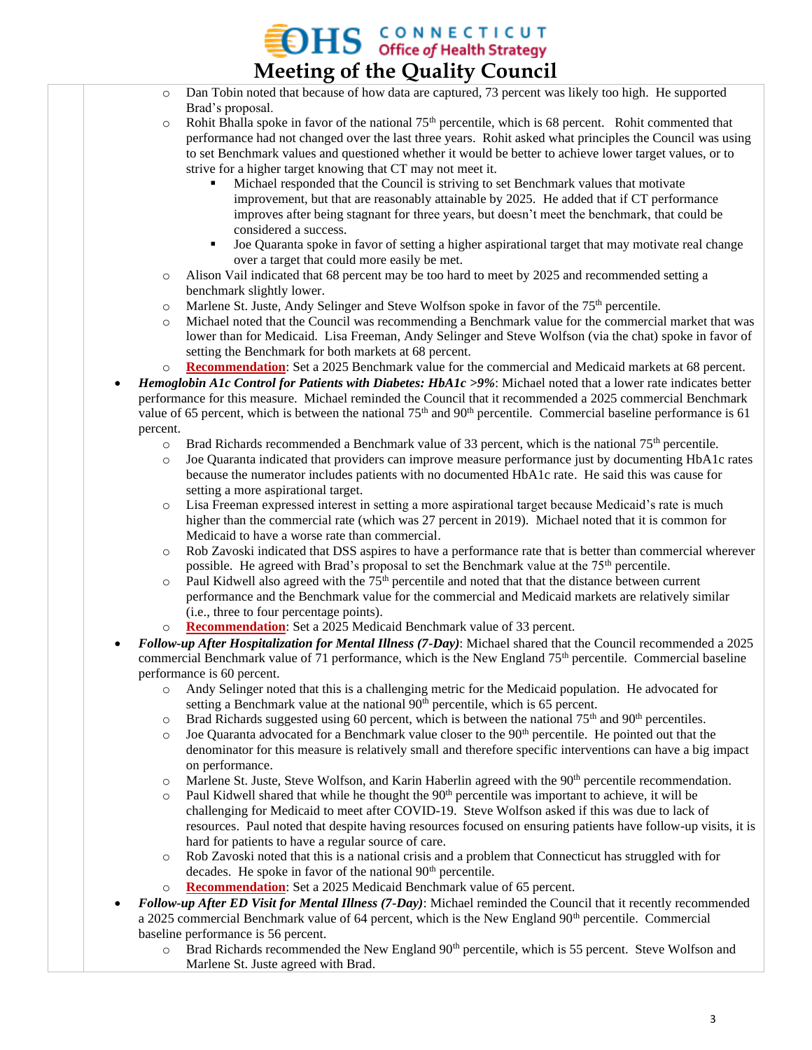- Dan Tobin noted that because of how data are captured, 73 percent was likely too high. He supported Brad's proposal.
- Rohit Bhalla spoke in favor of the national 75th percentile, which is 68 percent. Rohit commented that performance had not changed over the last three years. Rohit asked what principles the Council was using to set Benchmark values and questioned whether it would be better to achieve lower target values, or to strive for a higher target knowing that CT may not meet it.
  - Michael responded that the Council is striving to set Benchmark values that motivate improvement, but that are reasonably attainable by 2025. He added that if CT performance improves after being stagnant for three years, but doesn't meet the benchmark, that could be considered a success.
  - Joe Quaranta spoke in favor of setting a higher aspirational target that may motivate real change over a target that could more easily be met.
- Alison Vail indicated that 68 percent may be too hard to meet by 2025 and recommended setting a benchmark slightly lower.
- Marlene St. Juste, Andy Selinger and Steve Wolfson spoke in favor of the 75th percentile.
- Michael noted that the Council was recommending a Benchmark value for the commercial market that was lower than for Medicaid. Lisa Freeman, Andy Selinger and Steve Wolfson (via the chat) spoke in favor of setting the Benchmark for both markets at 68 percent.
- **Recommendation**: Set a 2025 Benchmark value for the commercial and Medicaid markets at 68 percent.

* ***Hemoglobin A1c Control for Patients with Diabetes: HbA1c >9%***: Michael noted that a lower rate indicates better performance for this measure. Michael reminded the Council that it recommended a 2025 commercial Benchmark value of 65 percent, which is between the national 75th and 90th percentile. Commercial baseline performance is 61 percent.
  - Brad Richards recommended a Benchmark value of 33 percent, which is the national 75th percentile.
  - Joe Quaranta indicated that providers can improve measure performance just by documenting HbA1c rates because the numerator includes patients with no documented HbA1c rate. He said this was cause for setting a more aspirational target.
  - Lisa Freeman expressed interest in setting a more aspirational target because Medicaid's rate is much higher than the commercial rate (which was 27 percent in 2019). Michael noted that it is common for Medicaid to have a worse rate than commercial.
  - Rob Zavoski indicated that DSS aspires to have a performance rate that is better than commercial wherever possible. He agreed with Brad's proposal to set the Benchmark value at the 75th percentile.
  - Paul Kidwell also agreed with the 75th percentile and noted that that the distance between current performance and the Benchmark value for the commercial and Medicaid markets are relatively similar (i.e., three to four percentage points).
  - **Recommendation**: Set a 2025 Medicaid Benchmark value of 33 percent.

* ***Follow-up After Hospitalization for Mental Illness (7-Day)***: Michael shared that the Council recommended a 2025 commercial Benchmark value of 71 performance, which is the New England 75th percentile. Commercial baseline performance is 60 percent.
  - Andy Selinger noted that this is a challenging metric for the Medicaid population. He advocated for setting a Benchmark value at the national 90th percentile, which is 65 percent.
  - Brad Richards suggested using 60 percent, which is between the national 75th and 90th percentiles.
  - Joe Quaranta advocated for a Benchmark value closer to the 90th percentile. He pointed out that the denominator for this measure is relatively small and therefore specific interventions can have a big impact on performance.
  - Marlene St. Juste, Steve Wolfson, and Karin Haberlin agreed with the 90th percentile recommendation.
  - Paul Kidwell shared that while he thought the 90th percentile was important to achieve, it will be challenging for Medicaid to meet after COVID-19. Steve Wolfson asked if this was due to lack of resources. Paul noted that despite having resources focused on ensuring patients have follow-up visits, it is hard for patients to have a regular source of care.
  - Rob Zavoski noted that this is a national crisis and a problem that Connecticut has struggled with for decades. He spoke in favor of the national 90th percentile.
  - **Recommendation**: Set a 2025 Medicaid Benchmark value of 65 percent.

* ***Follow-up After ED Visit for Mental Illness (7-Day)***: Michael reminded the Council that it recently recommended a 2025 commercial Benchmark value of 64 percent, which is the New England 90th percentile. Commercial baseline performance is 56 percent.
  - Brad Richards recommended the New England 90th percentile, which is 55 percent. Steve Wolfson and Marlene St. Juste agreed with Brad.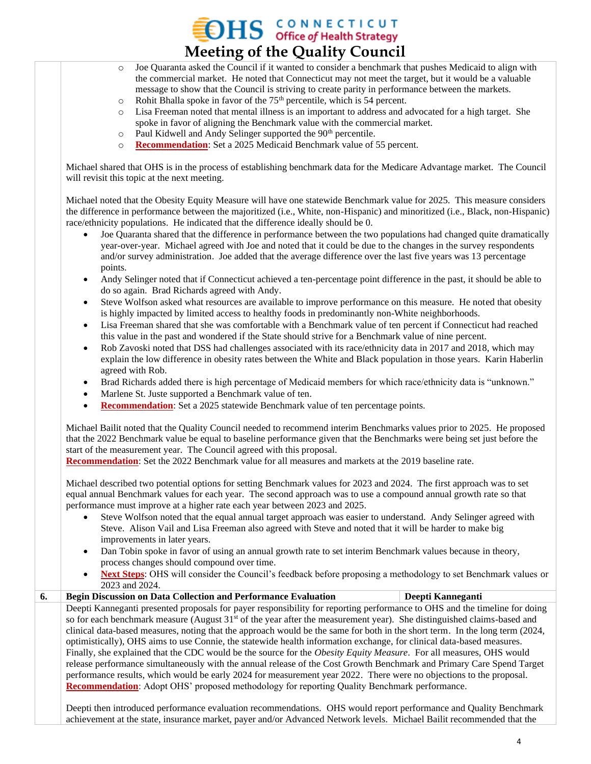- Joe Quaranta asked the Council if it wanted to consider a benchmark that pushes Medicaid to align with the commercial market. He noted that Connecticut may not meet the target, but it would be a valuable message to show that the Council is striving to create parity in performance between the markets.
- Rohit Bhalla spoke in favor of the 75th percentile, which is 54 percent.
- Lisa Freeman noted that mental illness is an important to address and advocated for a high target. She spoke in favor of aligning the Benchmark value with the commercial market.
- Paul Kidwell and Andy Selinger supported the 90th percentile.
- **Recommendation**: Set a 2025 Medicaid Benchmark value of 55 percent.

Michael shared that OHS is in the process of establishing benchmark data for the Medicare Advantage market. The Council will revisit this topic at the next meeting.

Michael noted that the Obesity Equity Measure will have one statewide Benchmark value for 2025. This measure considers the difference in performance between the majoritized (i.e., White, non-Hispanic) and minoritized (i.e., Black, non-Hispanic) race/ethnicity populations. He indicated that the difference ideally should be 0.

- Joe Quaranta shared that the difference in performance between the two populations had changed quite dramatically year-over-year. Michael agreed with Joe and noted that it could be due to the changes in the survey respondents and/or survey administration. Joe added that the average difference over the last five years was 13 percentage points.
- Andy Selinger noted that if Connecticut achieved a ten-percentage point difference in the past, it should be able to do so again. Brad Richards agreed with Andy.
- Steve Wolfson asked what resources are available to improve performance on this measure. He noted that obesity is highly impacted by limited access to healthy foods in predominantly non-White neighborhoods.
- Lisa Freeman shared that she was comfortable with a Benchmark value of ten percent if Connecticut had reached this value in the past and wondered if the State should strive for a Benchmark value of nine percent.
- Rob Zavoski noted that DSS had challenges associated with its race/ethnicity data in 2017 and 2018, which may explain the low difference in obesity rates between the White and Black population in those years. Karin Haberlin agreed with Rob.
- Brad Richards added there is high percentage of Medicaid members for which race/ethnicity data is "unknown."
- Marlene St. Juste supported a Benchmark value of ten.
- **Recommendation**: Set a 2025 statewide Benchmark value of ten percentage points.

Michael Bailit noted that the Quality Council needed to recommend interim Benchmarks values prior to 2025. He proposed that the 2022 Benchmark value be equal to baseline performance given that the Benchmarks were being set just before the start of the measurement year. The Council agreed with this proposal.
**Recommendation**: Set the 2022 Benchmark value for all measures and markets at the 2019 baseline rate.

Michael described two potential options for setting Benchmark values for 2023 and 2024. The first approach was to set equal annual Benchmark values for each year. The second approach was to use a compound annual growth rate so that performance must improve at a higher rate each year between 2023 and 2025.

- Steve Wolfson noted that the equal annual target approach was easier to understand. Andy Selinger agreed with Steve. Alison Vail and Lisa Freeman also agreed with Steve and noted that it will be harder to make big improvements in later years.
- Dan Tobin spoke in favor of using an annual growth rate to set interim Benchmark values because in theory, process changes should compound over time.
- **Next Steps**: OHS will consider the Council's feedback before proposing a methodology to set Benchmark values or 2023 and 2024.

| 6. | Begin Discussion on Data Collection and Performance Evaluation | Deepti Kanneganti |
|---|---|---|

Deepti Kanneganti presented proposals for payer responsibility for reporting performance to OHS and the timeline for doing so for each benchmark measure (August 31st of the year after the measurement year). She distinguished claims-based and clinical data-based measures, noting that the approach would be the same for both in the short term. In the long term (2024, optimistically), OHS aims to use Connie, the statewide health information exchange, for clinical data-based measures. Finally, she explained that the CDC would be the source for the *Obesity Equity Measure*. For all measures, OHS would release performance simultaneously with the annual release of the Cost Growth Benchmark and Primary Care Spend Target performance results, which would be early 2024 for measurement year 2022. There were no objections to the proposal.
**Recommendation**: Adopt OHS' proposed methodology for reporting Quality Benchmark performance.

Deepti then introduced performance evaluation recommendations. OHS would report performance and Quality Benchmark achievement at the state, insurance market, payer and/or Advanced Network levels. Michael Bailit recommended that the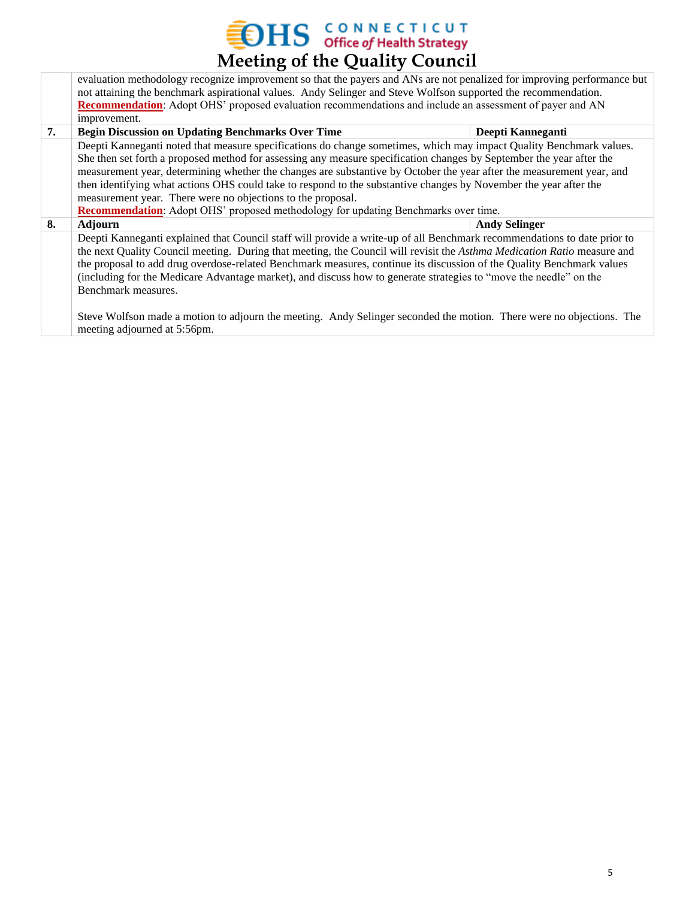| | | |
|---|---|---|
| | evaluation methodology recognize improvement so that the payers and ANs are not penalized for improving performance but not attaining the benchmark aspirational values. Andy Selinger and Steve Wolfson supported the recommendation. **Recommendation**: Adopt OHS' proposed evaluation recommendations and include an assessment of payer and AN improvement. | |
| **7.** | **Begin Discussion on Updating Benchmarks Over Time** | **Deepti Kanneganti** |
| | Deepti Kanneganti noted that measure specifications do change sometimes, which may impact Quality Benchmark values. She then set forth a proposed method for assessing any measure specification changes by September the year after the measurement year, determining whether the changes are substantive by October the year after the measurement year, and then identifying what actions OHS could take to respond to the substantive changes by November the year after the measurement year. There were no objections to the proposal. **Recommendation**: Adopt OHS' proposed methodology for updating Benchmarks over time. | |
| **8.** | **Adjourn** | **Andy Selinger** |
| | Deepti Kanneganti explained that Council staff will provide a write-up of all Benchmark recommendations to date prior to the next Quality Council meeting. During that meeting, the Council will revisit the *Asthma Medication Ratio* measure and the proposal to add drug overdose-related Benchmark measures, continue its discussion of the Quality Benchmark values (including for the Medicare Advantage market), and discuss how to generate strategies to "move the needle" on the Benchmark measures.<br><br>Steve Wolfson made a motion to adjourn the meeting. Andy Selinger seconded the motion. There were no objections. The meeting adjourned at 5:56pm. | |